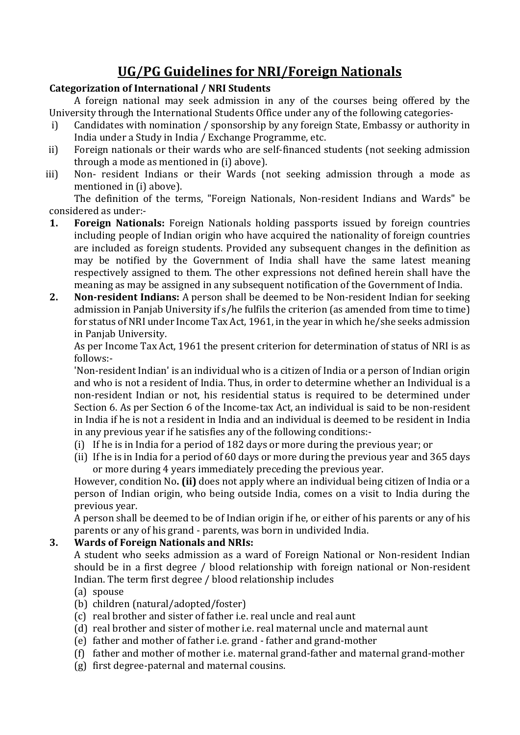# UG/PG Guidelines for NRI/Foreign Nationals

**Categorization of International / NRI Students**

A foreign national may seek admission in any of the courses being offered by the University through the International Students Office under any of the following categories-

i) Candidates with nomination / sponsorship by any foreign State, Embassy or authority in India under a Study in India / Exchange Programme, etc.

ii) Foreign nationals or their wards who are self-financed students (not seeking admission through a mode as mentioned in (i) above).

iii) Non- resident Indians or their Wards (not seeking admission through a mode as mentioned in (i) above).

The definition of the terms, "Foreign Nationals, Non-resident Indians and Wards" be considered as under:-

1. **Foreign Nationals:** Foreign Nationals holding passports issued by foreign countries including people of Indian origin who have acquired the nationality of foreign countries are included as foreign students. Provided any subsequent changes in the definition as may be notified by the Government of India shall have the same latest meaning respectively assigned to them. The other expressions not defined herein shall have the meaning as may be assigned in any subsequent notification of the Government of India.

2. **Non-resident Indians:** A person shall be deemed to be Non-resident Indian for seeking admission in Panjab University if s/he fulfils the criterion (as amended from time to time) for status of NRI under Income Tax Act, 1961, in the year in which he/she seeks admission in Panjab University.

   As per Income Tax Act, 1961 the present criterion for determination of status of NRI is as follows:-

   'Non-resident Indian' is an individual who is a citizen of India or a person of Indian origin and who is not a resident of India. Thus, in order to determine whether an Individual is a non-resident Indian or not, his residential status is required to be determined under Section 6. As per Section 6 of the Income-tax Act, an individual is said to be non-resident in India if he is not a resident in India and an individual is deemed to be resident in India in any previous year if he satisfies any of the following conditions:-

   (i) If he is in India for a period of 182 days or more during the previous year; or
   (ii) If he is in India for a period of 60 days or more during the previous year and 365 days or more during 4 years immediately preceding the previous year.

   However, condition No**. (ii)** does not apply where an individual being citizen of India or a person of Indian origin, who being outside India, comes on a visit to India during the previous year.

   A person shall be deemed to be of Indian origin if he, or either of his parents or any of his parents or any of his grand - parents, was born in undivided India.

3. **Wards of Foreign Nationals and NRIs:**

   A student who seeks admission as a ward of Foreign National or Non-resident Indian should be in a first degree / blood relationship with foreign national or Non-resident Indian. The term first degree / blood relationship includes

   (a) spouse
   (b) children (natural/adopted/foster)
   (c) real brother and sister of father i.e. real uncle and real aunt
   (d) real brother and sister of mother i.e. real maternal uncle and maternal aunt
   (e) father and mother of father i.e. grand - father and grand-mother
   (f) father and mother of mother i.e. maternal grand-father and maternal grand-mother
   (g) first degree-paternal and maternal cousins.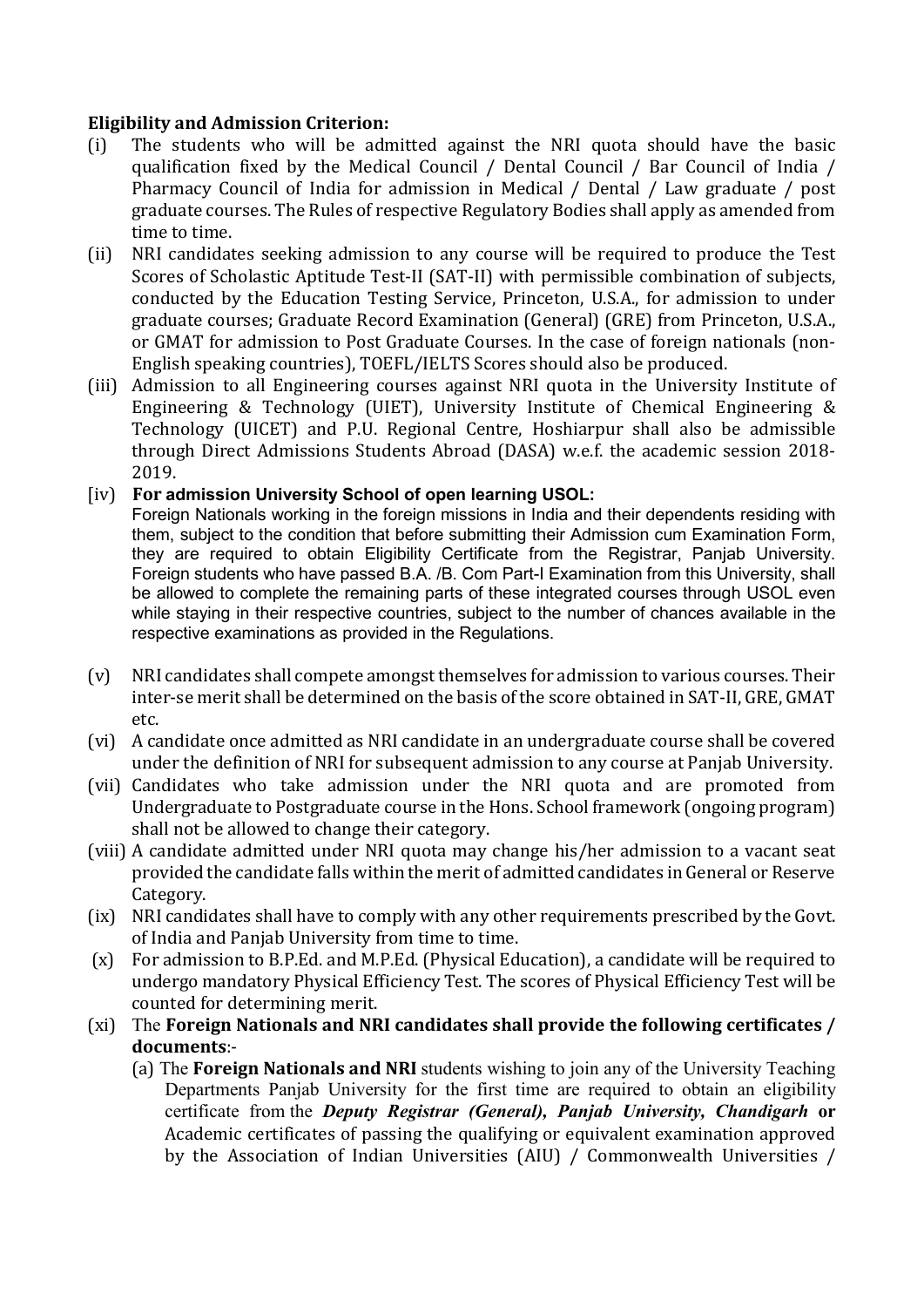**Eligibility and Admission Criterion:**

(i) The students who will be admitted against the NRI quota should have the basic qualification fixed by the Medical Council / Dental Council / Bar Council of India / Pharmacy Council of India for admission in Medical / Dental / Law graduate / post graduate courses. The Rules of respective Regulatory Bodies shall apply as amended from time to time.

(ii) NRI candidates seeking admission to any course will be required to produce the Test Scores of Scholastic Aptitude Test-II (SAT-II) with permissible combination of subjects, conducted by the Education Testing Service, Princeton, U.S.A., for admission to under graduate courses; Graduate Record Examination (General) (GRE) from Princeton, U.S.A., or GMAT for admission to Post Graduate Courses. In the case of foreign nationals (non-English speaking countries), TOEFL/IELTS Scores should also be produced.

(iii) Admission to all Engineering courses against NRI quota in the University Institute of Engineering & Technology (UIET), University Institute of Chemical Engineering & Technology (UICET) and P.U. Regional Centre, Hoshiarpur shall also be admissible through Direct Admissions Students Abroad (DASA) w.e.f. the academic session 2018-2019.

[iv] **For admission University School of open learning USOL:**
Foreign Nationals working in the foreign missions in India and their dependents residing with them, subject to the condition that before submitting their Admission cum Examination Form, they are required to obtain Eligibility Certificate from the Registrar, Panjab University. Foreign students who have passed B.A. /B. Com Part-I Examination from this University, shall be allowed to complete the remaining parts of these integrated courses through USOL even while staying in their respective countries, subject to the number of chances available in the respective examinations as provided in the Regulations.

(v) NRI candidates shall compete amongst themselves for admission to various courses. Their inter-se merit shall be determined on the basis of the score obtained in SAT-II, GRE, GMAT etc.

(vi) A candidate once admitted as NRI candidate in an undergraduate course shall be covered under the definition of NRI for subsequent admission to any course at Panjab University.

(vii) Candidates who take admission under the NRI quota and are promoted from Undergraduate to Postgraduate course in the Hons. School framework (ongoing program) shall not be allowed to change their category.

(viii) A candidate admitted under NRI quota may change his/her admission to a vacant seat provided the candidate falls within the merit of admitted candidates in General or Reserve Category.

(ix) NRI candidates shall have to comply with any other requirements prescribed by the Govt. of India and Panjab University from time to time.

(x) For admission to B.P.Ed. and M.P.Ed. (Physical Education), a candidate will be required to undergo mandatory Physical Efficiency Test. The scores of Physical Efficiency Test will be counted for determining merit.

(xi) The **Foreign Nationals and NRI candidates shall provide the following certificates / documents**:-

(a) The **Foreign Nationals and NRI** students wishing to join any of the University Teaching Departments Panjab University for the first time are required to obtain an eligibility certificate from the ***Deputy Registrar (General), Panjab University, Chandigarh*** **or** Academic certificates of passing the qualifying or equivalent examination approved by the Association of Indian Universities (AIU) / Commonwealth Universities /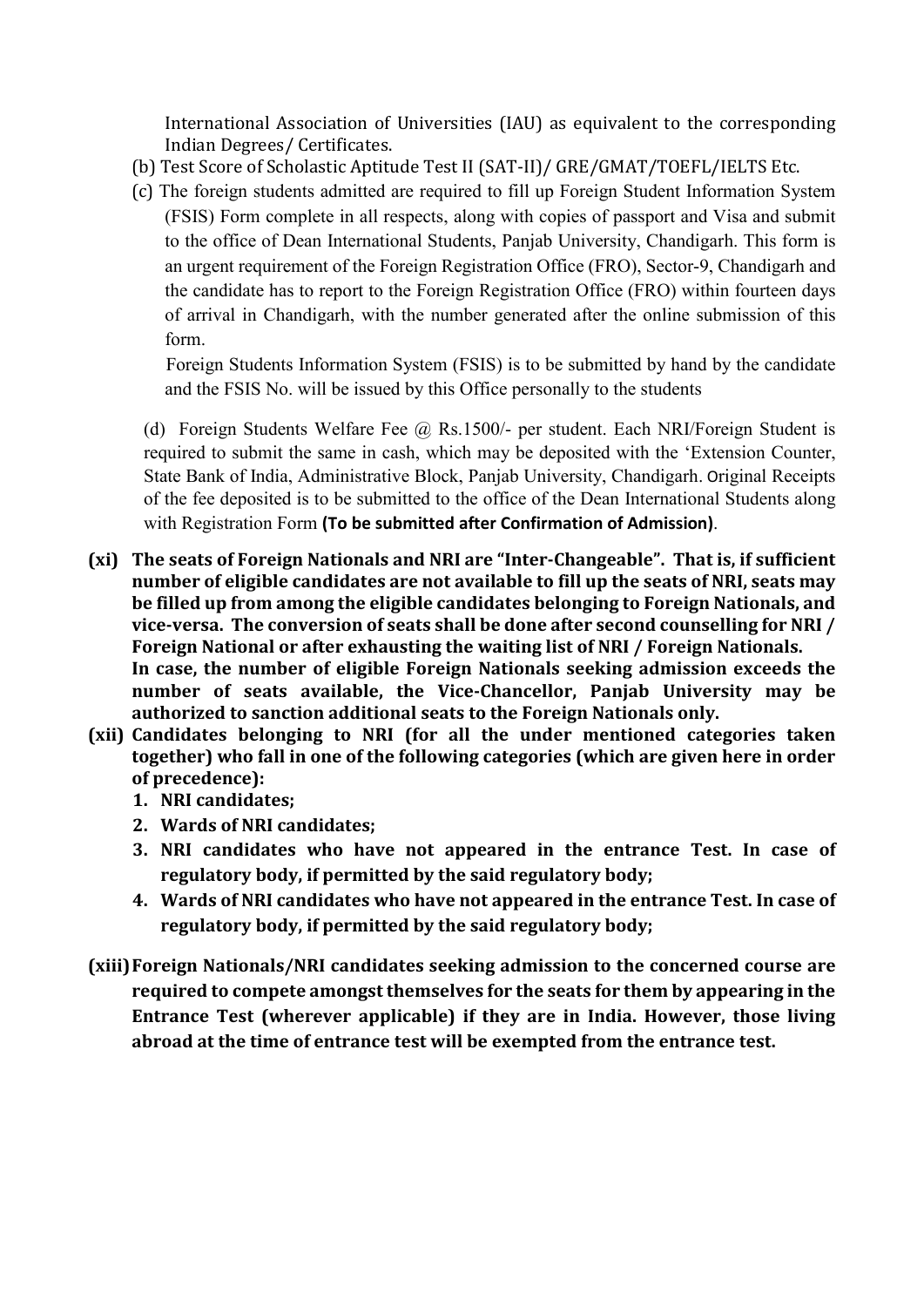International Association of Universities (IAU) as equivalent to the corresponding Indian Degrees/ Certificates.

(b) Test Score of Scholastic Aptitude Test II (SAT-II)/ GRE/GMAT/TOEFL/IELTS Etc.

(c) The foreign students admitted are required to fill up Foreign Student Information System (FSIS) Form complete in all respects, along with copies of passport and Visa and submit to the office of Dean International Students, Panjab University, Chandigarh. This form is an urgent requirement of the Foreign Registration Office (FRO), Sector-9, Chandigarh and the candidate has to report to the Foreign Registration Office (FRO) within fourteen days of arrival in Chandigarh, with the number generated after the online submission of this form.

Foreign Students Information System (FSIS) is to be submitted by hand by the candidate and the FSIS No. will be issued by this Office personally to the students

(d) Foreign Students Welfare Fee @ Rs.1500/- per student. Each NRI/Foreign Student is required to submit the same in cash, which may be deposited with the 'Extension Counter, State Bank of India, Administrative Block, Panjab University, Chandigarh. Original Receipts of the fee deposited is to be submitted to the office of the Dean International Students along with Registration Form **(To be submitted after Confirmation of Admission)**.

**(xi) The seats of Foreign Nationals and NRI are "Inter-Changeable". That is, if sufficient number of eligible candidates are not available to fill up the seats of NRI, seats may be filled up from among the eligible candidates belonging to Foreign Nationals, and vice-versa. The conversion of seats shall be done after second counselling for NRI / Foreign National or after exhausting the waiting list of NRI / Foreign Nationals.**
**In case, the number of eligible Foreign Nationals seeking admission exceeds the number of seats available, the Vice-Chancellor, Panjab University may be authorized to sanction additional seats to the Foreign Nationals only.**

**(xii) Candidates belonging to NRI (for all the under mentioned categories taken together) who fall in one of the following categories (which are given here in order of precedence):**

1. **NRI candidates;**
2. **Wards of NRI candidates;**
3. **NRI candidates who have not appeared in the entrance Test. In case of regulatory body, if permitted by the said regulatory body;**
4. **Wards of NRI candidates who have not appeared in the entrance Test. In case of regulatory body, if permitted by the said regulatory body;**

**(xiii) Foreign Nationals/NRI candidates seeking admission to the concerned course are required to compete amongst themselves for the seats for them by appearing in the Entrance Test (wherever applicable) if they are in India. However, those living abroad at the time of entrance test will be exempted from the entrance test.**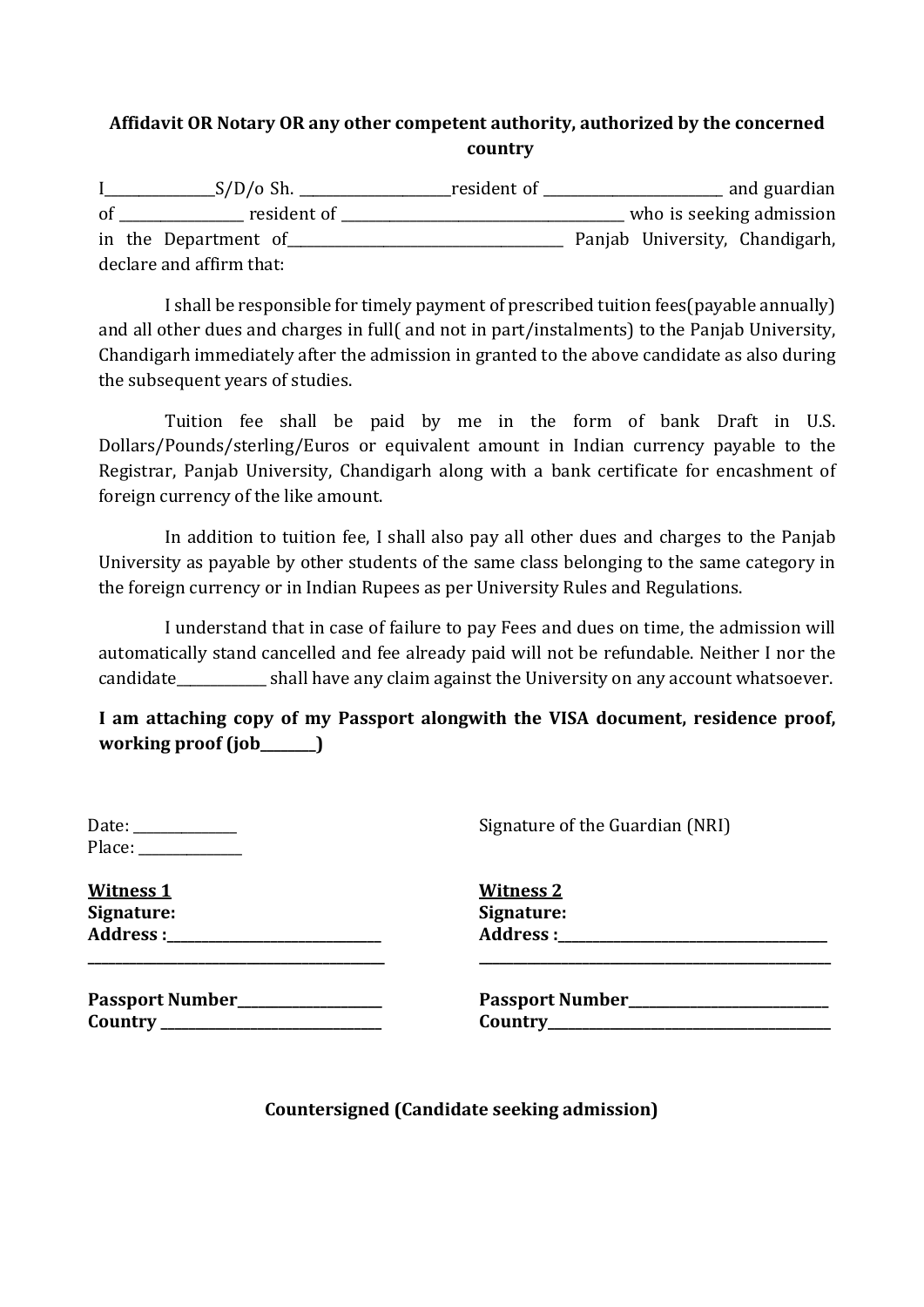**Affidavit OR Notary OR any other competent authority, authorized by the concerned country**

I_______________S/D/o Sh. _____________________resident of _________________________ and guardian of _________________ resident of ________________________________________ who is seeking admission in the Department of______________________________________ Panjab University, Chandigarh, declare and affirm that:

I shall be responsible for timely payment of prescribed tuition fees(payable annually) and all other dues and charges in full( and not in part/instalments) to the Panjab University, Chandigarh immediately after the admission in granted to the above candidate as also during the subsequent years of studies.

Tuition fee shall be paid by me in the form of bank Draft in U.S. Dollars/Pounds/sterling/Euros or equivalent amount in Indian currency payable to the Registrar, Panjab University, Chandigarh along with a bank certificate for encashment of foreign currency of the like amount.

In addition to tuition fee, I shall also pay all other dues and charges to the Panjab University as payable by other students of the same class belonging to the same category in the foreign currency or in Indian Rupees as per University Rules and Regulations.

I understand that in case of failure to pay Fees and dues on time, the admission will automatically stand cancelled and fee already paid will not be refundable. Neither I nor the candidate____________ shall have any claim against the University on any account whatsoever.

**I am attaching copy of my Passport alongwith the VISA document, residence proof, working proof (job________)**

Date: ______________

Place: ______________

Signature of the Guardian (NRI)

**Witness 1**

**Signature:**

**Address :______________________________**

**__________________________________________**

**Passport Number____________________**

**Country _______________________________**

**Witness 2**

**Signature:**

**Address :_______________________________________**

**__________________________________________________**

**Passport Number___________________________**

**Country________________________________________**

**Countersigned (Candidate seeking admission)**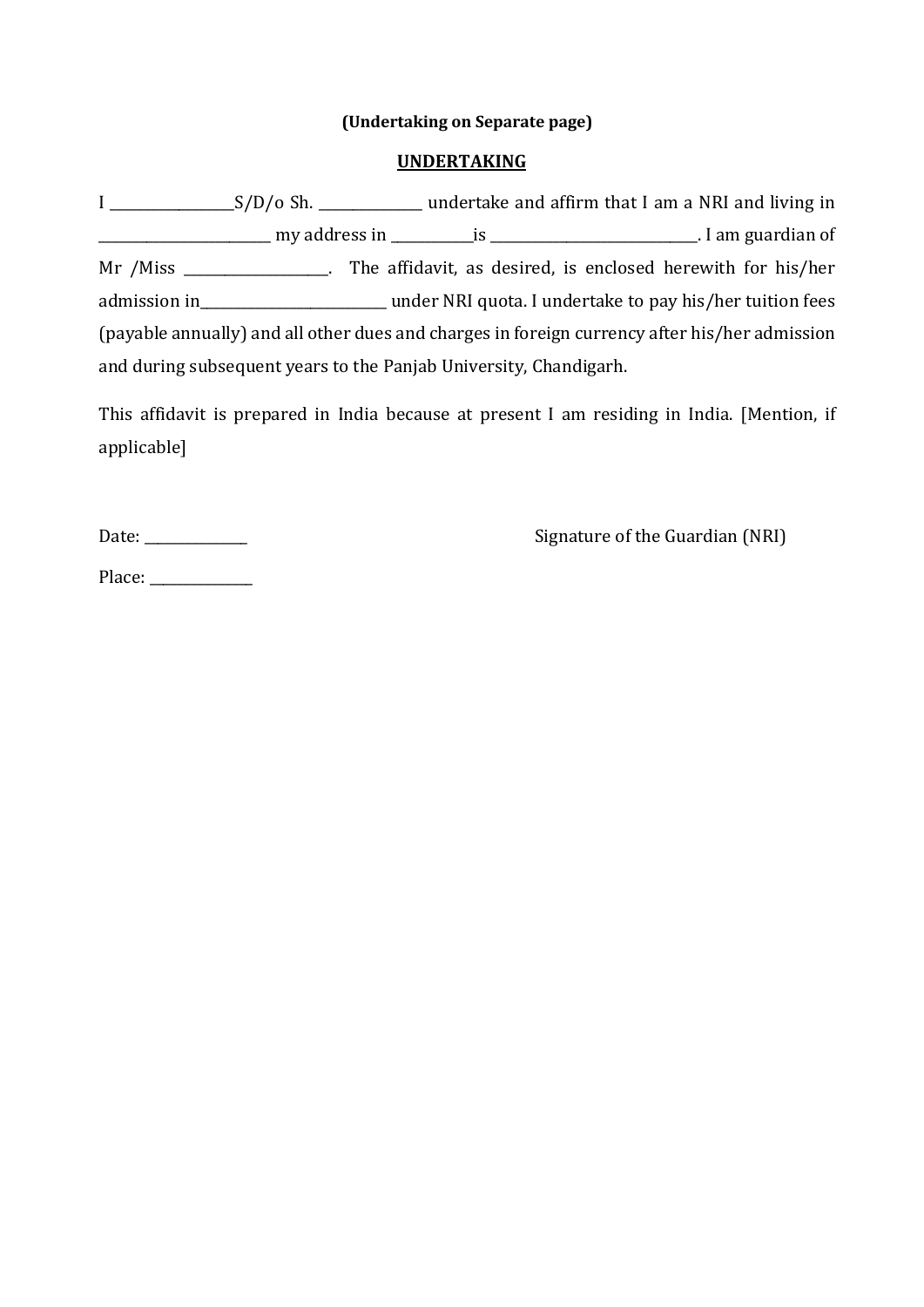**(Undertaking on Separate page)**

**UNDERTAKING**

I _________________S/D/o Sh. _______________ undertake and affirm that I am a NRI and living in _________________________ my address in ____________is ______________________________. I am guardian of Mr /Miss _____________________. The affidavit, as desired, is enclosed herewith for his/her admission in____________________________ under NRI quota. I undertake to pay his/her tuition fees (payable annually) and all other dues and charges in foreign currency after his/her admission and during subsequent years to the Panjab University, Chandigarh.

This affidavit is prepared in India because at present I am residing in India. [Mention, if applicable]

Date: _______________

Signature of the Guardian (NRI)

Place: _______________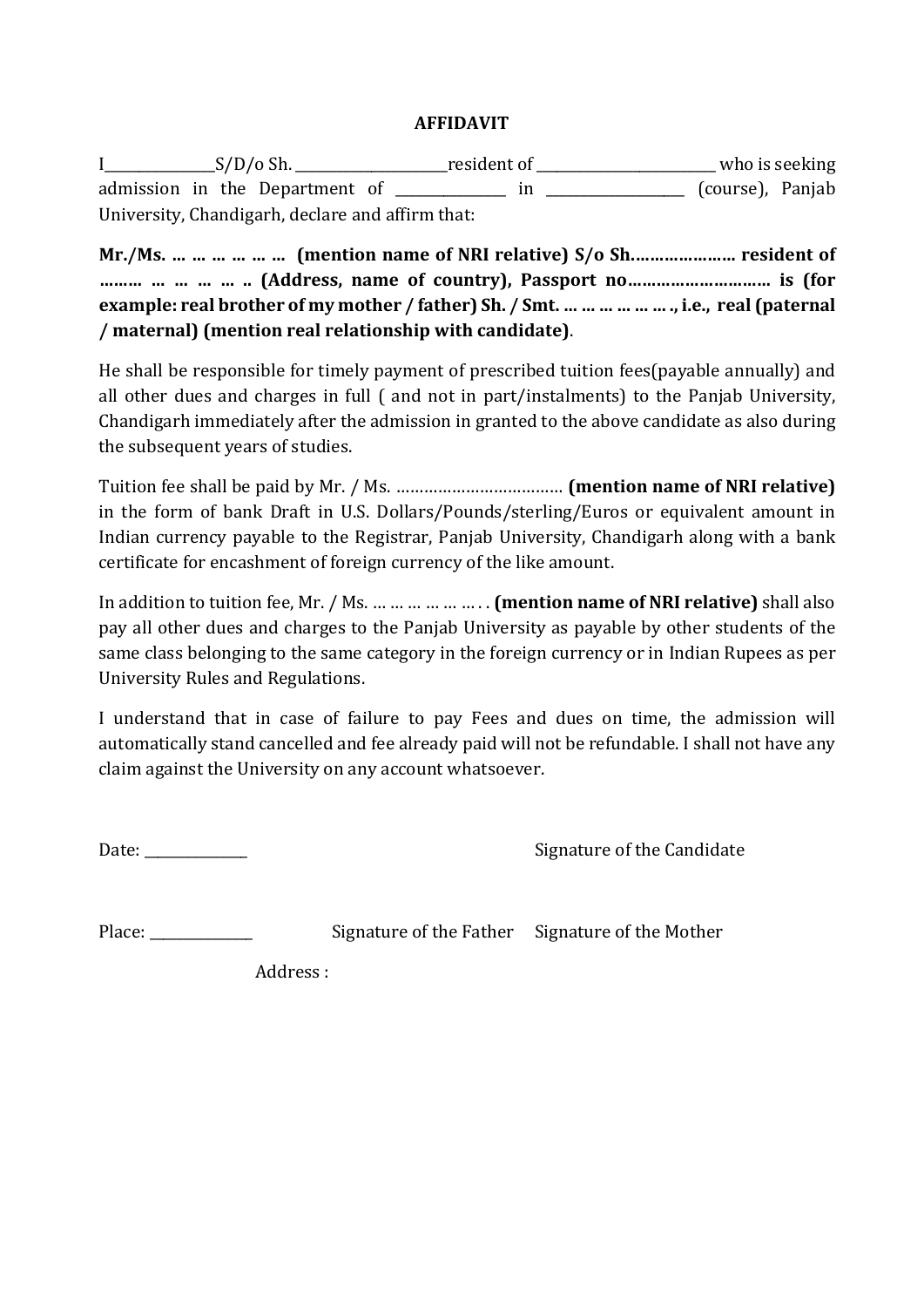# AFFIDAVIT

I_______________S/D/o Sh. _____________________resident of _________________________ who is seeking admission in the Department of _______________ in ___________________ (course), Panjab University, Chandigarh, declare and affirm that:

**Mr./Ms. ... ... ... ... ... ... (mention name of NRI relative) S/o Sh.…………………. resident of ……… ... ... ... ... .. (Address, name of country), Passport no……………………….. is (for example: real brother of my mother / father) Sh. / Smt. ... ... ... ... ... ... ., i.e., real (paternal / maternal) (mention real relationship with candidate)**.

He shall be responsible for timely payment of prescribed tuition fees(payable annually) and all other dues and charges in full ( and not in part/instalments) to the Panjab University, Chandigarh immediately after the admission in granted to the above candidate as also during the subsequent years of studies.

Tuition fee shall be paid by Mr. / Ms. ……………………………… **(mention name of NRI relative)** in the form of bank Draft in U.S. Dollars/Pounds/sterling/Euros or equivalent amount in Indian currency payable to the Registrar, Panjab University, Chandigarh along with a bank certificate for encashment of foreign currency of the like amount.

In addition to tuition fee, Mr. / Ms. … … … … … … . . **(mention name of NRI relative)** shall also pay all other dues and charges to the Panjab University as payable by other students of the same class belonging to the same category in the foreign currency or in Indian Rupees as per University Rules and Regulations.

I understand that in case of failure to pay Fees and dues on time, the admission will automatically stand cancelled and fee already paid will not be refundable. I shall not have any claim against the University on any account whatsoever.

Date: ______________ Signature of the Candidate

Place: ______________ Signature of the Father Signature of the Mother

Address :